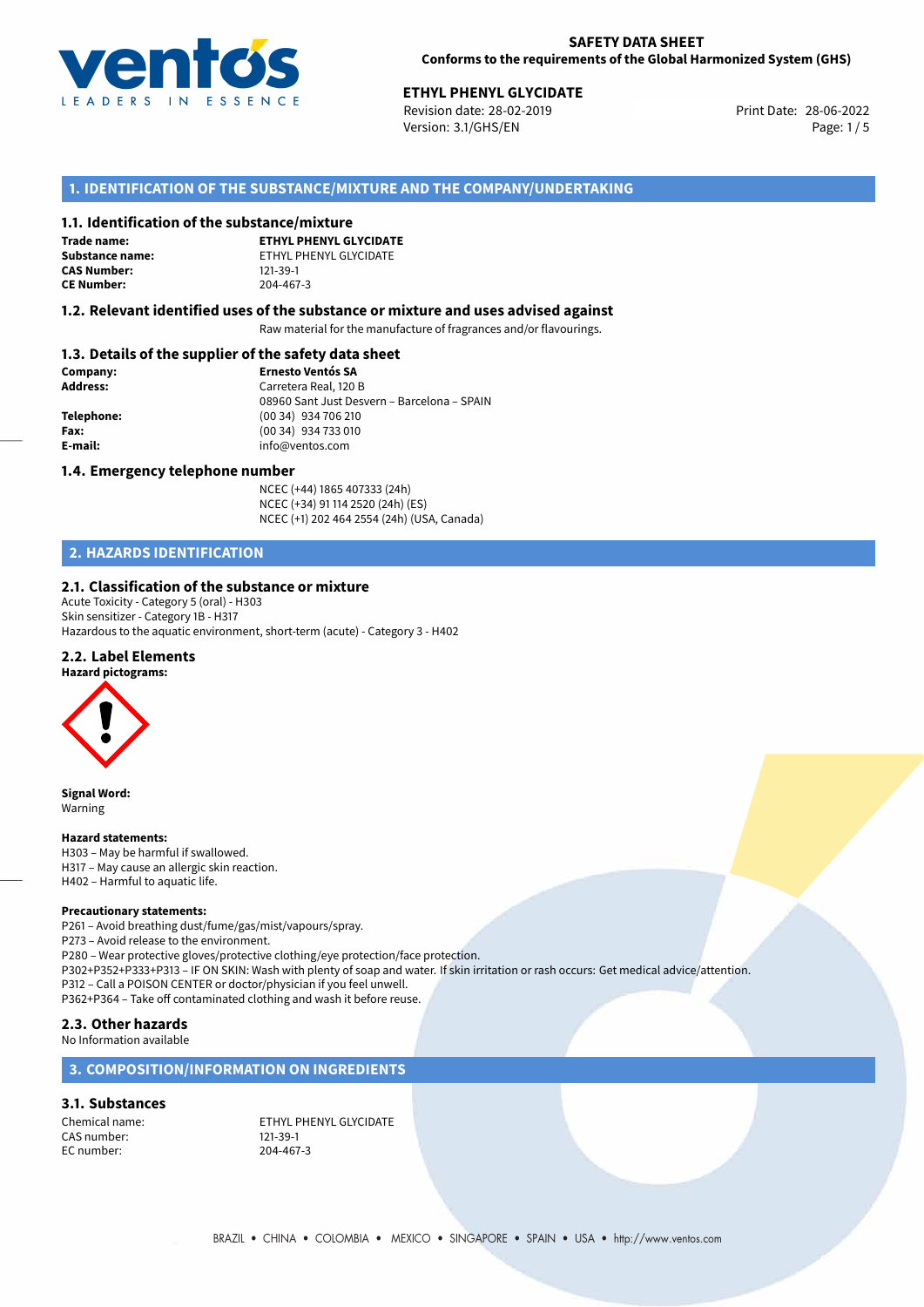**SAFETY DATA SHEET**
**Conforms to the requirements of the Global Harmonized System (GHS)**

**ETHYL PHENYL GLYCIDATE**
Revision date: 28-02-2019
Version: 3.1/GHS/EN
Print Date: 28-06-2022

## 1. IDENTIFICATION OF THE SUBSTANCE/MIXTURE AND THE COMPANY/UNDERTAKING

### 1.1. Identification of the substance/mixture

| | |
|---|---|
| **Trade name:** | **ETHYL PHENYL GLYCIDATE** |
| **Substance name:** | ETHYL PHENYL GLYCIDATE |
| **CAS Number:** | 121-39-1 |
| **CE Number:** | 204-467-3 |

### 1.2. Relevant identified uses of the substance or mixture and uses advised against

Raw material for the manufacture of fragrances and/or flavourings.

### 1.3. Details of the supplier of the safety data sheet

| | |
|---|---|
| **Company:** | **Ernesto Ventós SA** |
| **Address:** | Carretera Real, 120 B<br>08960 Sant Just Desvern – Barcelona – SPAIN |
| **Telephone:** | (00 34) 934 706 210 |
| **Fax:** | (00 34) 934 733 010 |
| **E-mail:** | info@ventos.com |

### 1.4. Emergency telephone number

NCEC (+44) 1865 407333 (24h)
NCEC (+34) 91 114 2520 (24h) (ES)
NCEC (+1) 202 464 2554 (24h) (USA, Canada)

## 2. HAZARDS IDENTIFICATION

### 2.1. Classification of the substance or mixture

Acute Toxicity - Category 5 (oral) - H303
Skin sensitizer - Category 1B - H317
Hazardous to the aquatic environment, short-term (acute) - Category 3 - H402

### 2.2. Label Elements

**Hazard pictograms:**

**Signal Word:**
Warning

**Hazard statements:**
H303 – May be harmful if swallowed.
H317 – May cause an allergic skin reaction.
H402 – Harmful to aquatic life.

**Precautionary statements:**
P261 – Avoid breathing dust/fume/gas/mist/vapours/spray.
P273 – Avoid release to the environment.
P280 – Wear protective gloves/protective clothing/eye protection/face protection.
P302+P352+P333+P313 – IF ON SKIN: Wash with plenty of soap and water. If skin irritation or rash occurs: Get medical advice/attention.
P312 – Call a POISON CENTER or doctor/physician if you feel unwell.
P362+P364 – Take off contaminated clothing and wash it before reuse.

### 2.3. Other hazards

No Information available

## 3. COMPOSITION/INFORMATION ON INGREDIENTS

### 3.1. Substances

| | |
|---|---|
| Chemical name: | ETHYL PHENYL GLYCIDATE |
| CAS number: | 121-39-1 |
| EC number: | 204-467-3 |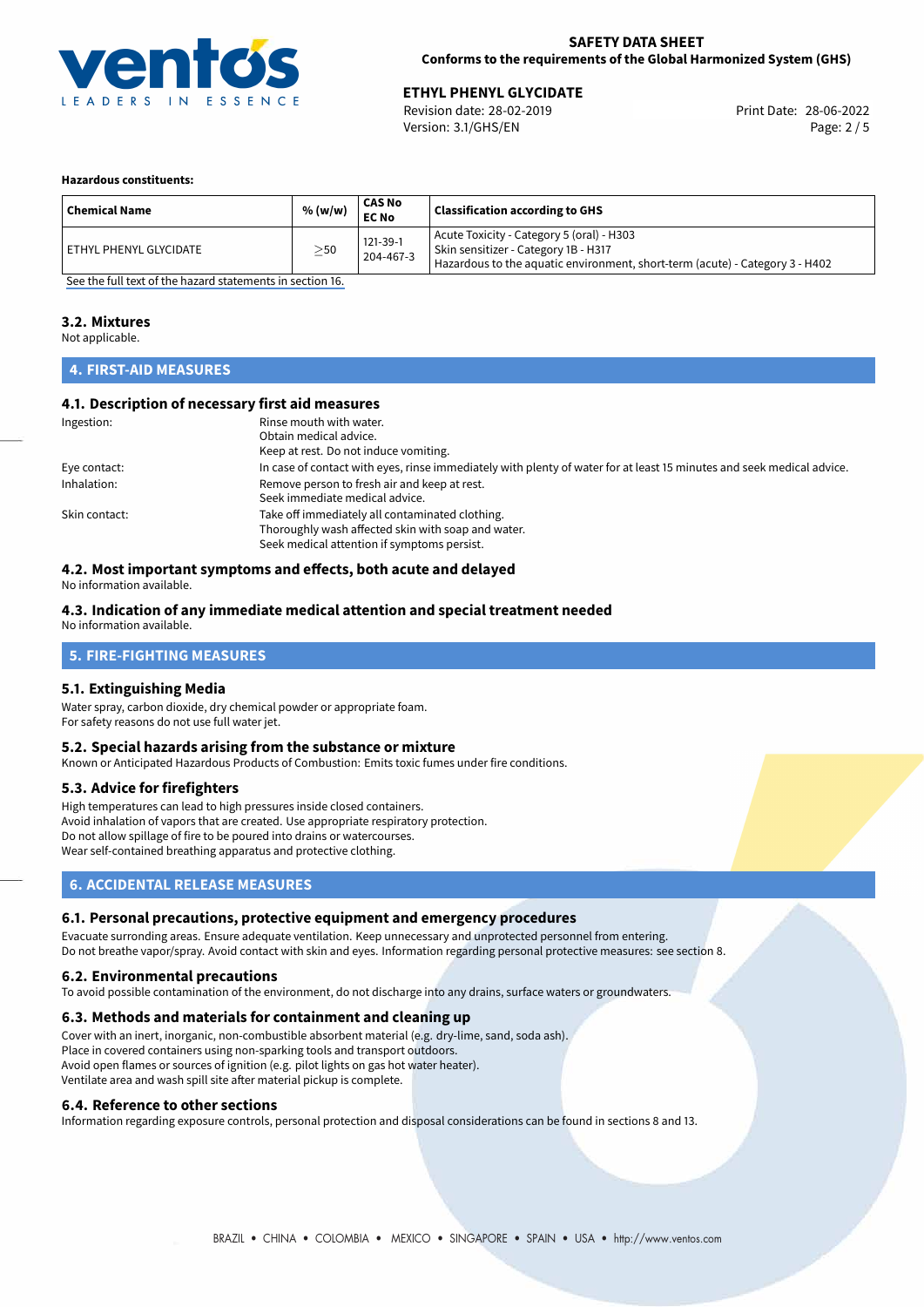**Hazardous constituents:**

| Chemical Name | % (w/w) | CAS No<br>EC No | Classification according to GHS |
|---|---|---|---|
| ETHYL PHENYL GLYCIDATE | $\geq$50 | 121-39-1<br>204-467-3 | Acute Toxicity - Category 5 (oral) - H303<br>Skin sensitizer - Category 1B - H317<br>Hazardous to the aquatic environment, short-term (acute) - Category 3 - H402 |

See the full text of the hazard statements in section 16.

### 3.2. Mixtures

Not applicable.

## 4. FIRST-AID MEASURES

### 4.1. Description of necessary first aid measures

Ingestion:
Rinse mouth with water.
Obtain medical advice.
Keep at rest. Do not induce vomiting.

Eye contact:
In case of contact with eyes, rinse immediately with plenty of water for at least 15 minutes and seek medical advice.

Inhalation:
Remove person to fresh air and keep at rest.
Seek immediate medical advice.

Skin contact:
Take off immediately all contaminated clothing.
Thoroughly wash affected skin with soap and water.
Seek medical attention if symptoms persist.

### 4.2. Most important symptoms and effects, both acute and delayed

No information available.

### 4.3. Indication of any immediate medical attention and special treatment needed

No information available.

## 5. FIRE-FIGHTING MEASURES

### 5.1. Extinguishing Media

Water spray, carbon dioxide, dry chemical powder or appropriate foam.
For safety reasons do not use full water jet.

### 5.2. Special hazards arising from the substance or mixture

Known or Anticipated Hazardous Products of Combustion: Emits toxic fumes under fire conditions.

### 5.3. Advice for firefighters

High temperatures can lead to high pressures inside closed containers.
Avoid inhalation of vapors that are created. Use appropriate respiratory protection.
Do not allow spillage of fire to be poured into drains or watercourses.
Wear self-contained breathing apparatus and protective clothing.

## 6. ACCIDENTAL RELEASE MEASURES

### 6.1. Personal precautions, protective equipment and emergency procedures

Evacuate surronding areas. Ensure adequate ventilation. Keep unnecessary and unprotected personnel from entering.
Do not breathe vapor/spray. Avoid contact with skin and eyes. Information regarding personal protective measures: see section 8.

### 6.2. Environmental precautions

To avoid possible contamination of the environment, do not discharge into any drains, surface waters or groundwaters.

### 6.3. Methods and materials for containment and cleaning up

Cover with an inert, inorganic, non-combustible absorbent material (e.g. dry-lime, sand, soda ash).
Place in covered containers using non-sparking tools and transport outdoors.
Avoid open flames or sources of ignition (e.g. pilot lights on gas hot water heater).
Ventilate area and wash spill site after material pickup is complete.

### 6.4. Reference to other sections

Information regarding exposure controls, personal protection and disposal considerations can be found in sections 8 and 13.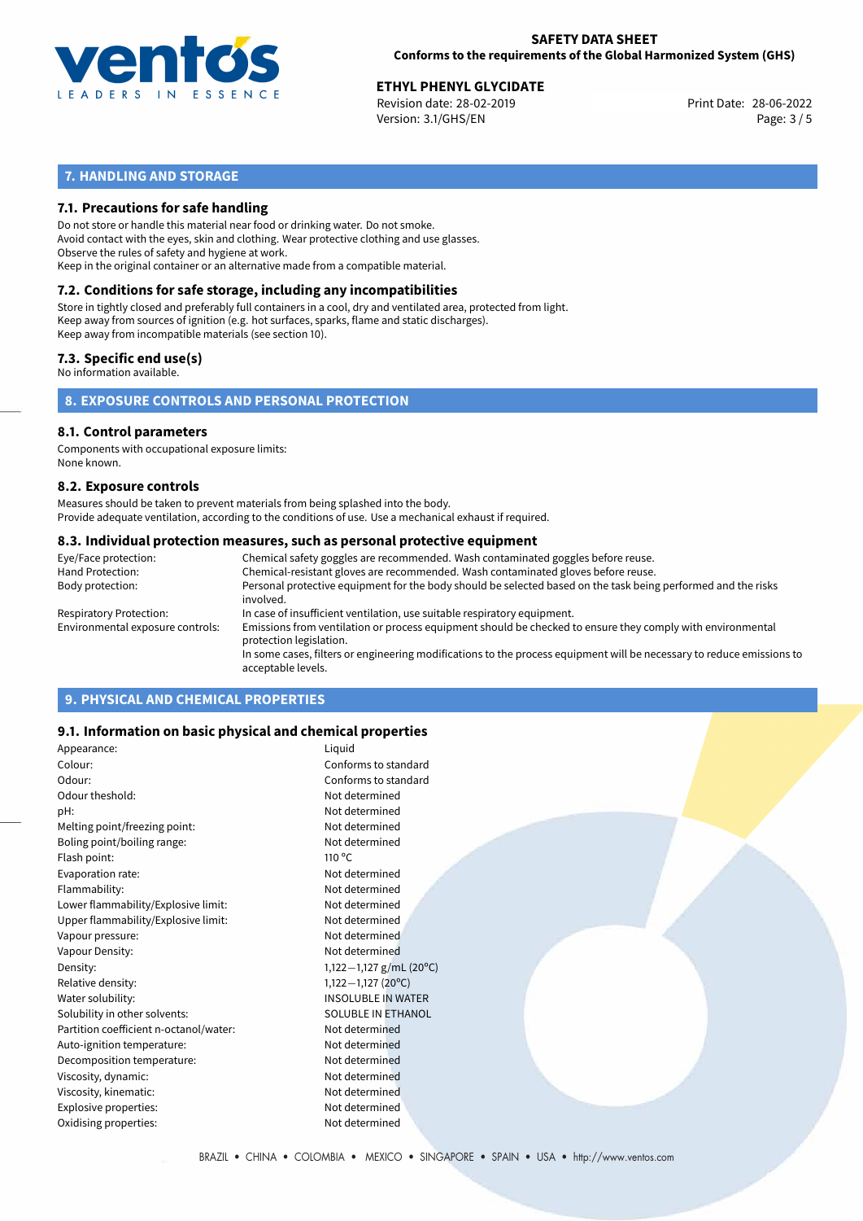## 7. HANDLING AND STORAGE

### 7.1. Precautions for safe handling

Do not store or handle this material near food or drinking water. Do not smoke.
Avoid contact with the eyes, skin and clothing. Wear protective clothing and use glasses.
Observe the rules of safety and hygiene at work.
Keep in the original container or an alternative made from a compatible material.

### 7.2. Conditions for safe storage, including any incompatibilities

Store in tightly closed and preferably full containers in a cool, dry and ventilated area, protected from light.
Keep away from sources of ignition (e.g. hot surfaces, sparks, flame and static discharges).
Keep away from incompatible materials (see section 10).

### 7.3. Specific end use(s)

No information available.

## 8. EXPOSURE CONTROLS AND PERSONAL PROTECTION

### 8.1. Control parameters

Components with occupational exposure limits:
None known.

### 8.2. Exposure controls

Measures should be taken to prevent materials from being splashed into the body.
Provide adequate ventilation, according to the conditions of use. Use a mechanical exhaust if required.

### 8.3. Individual protection measures, such as personal protective equipment

| | |
|---|---|
| Eye/Face protection: | Chemical safety goggles are recommended. Wash contaminated goggles before reuse. |
| Hand Protection: | Chemical-resistant gloves are recommended. Wash contaminated gloves before reuse. |
| Body protection: | Personal protective equipment for the body should be selected based on the task being performed and the risks involved. |
| Respiratory Protection: | In case of insufficient ventilation, use suitable respiratory equipment. |
| Environmental exposure controls: | Emissions from ventilation or process equipment should be checked to ensure they comply with environmental protection legislation. In some cases, filters or engineering modifications to the process equipment will be necessary to reduce emissions to acceptable levels. |

## 9. PHYSICAL AND CHEMICAL PROPERTIES

### 9.1. Information on basic physical and chemical properties

| | |
|---|---|
| Appearance: | Liquid |
| Colour: | Conforms to standard |
| Odour: | Conforms to standard |
| Odour theshold: | Not determined |
| pH: | Not determined |
| Melting point/freezing point: | Not determined |
| Boling point/boiling range: | Not determined |
| Flash point: | 110 °C |
| Evaporation rate: | Not determined |
| Flammability: | Not determined |
| Lower flammability/Explosive limit: | Not determined |
| Upper flammability/Explosive limit: | Not determined |
| Vapour pressure: | Not determined |
| Vapour Density: | Not determined |
| Density: | 1,122—1,127 g/mL (20°C) |
| Relative density: | 1,122—1,127 (20°C) |
| Water solubility: | INSOLUBLE IN WATER |
| Solubility in other solvents: | SOLUBLE IN ETHANOL |
| Partition coefficient n-octanol/water: | Not determined |
| Auto-ignition temperature: | Not determined |
| Decomposition temperature: | Not determined |
| Viscosity, dynamic: | Not determined |
| Viscosity, kinematic: | Not determined |
| Explosive properties: | Not determined |
| Oxidising properties: | Not determined |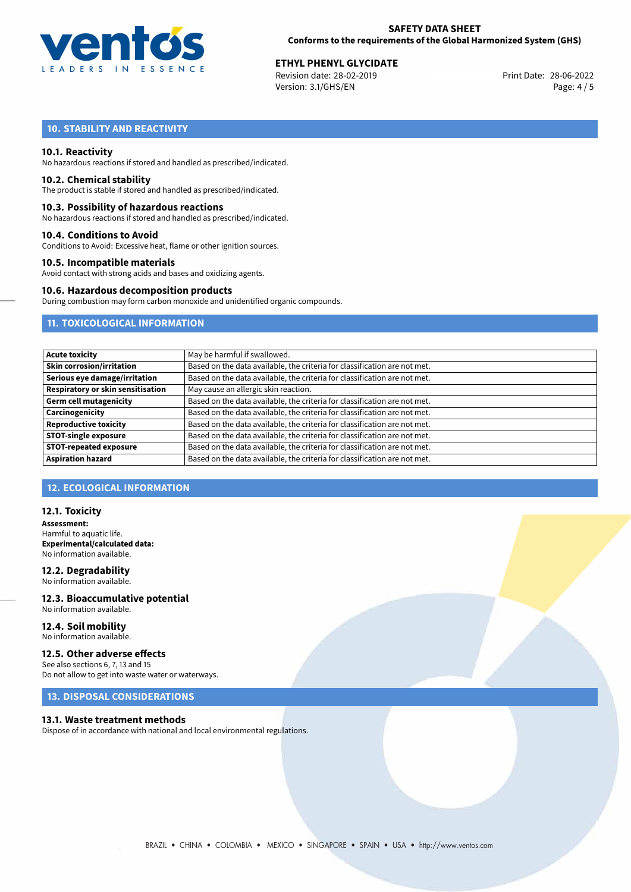## 10. STABILITY AND REACTIVITY

### 10.1. Reactivity
No hazardous reactions if stored and handled as prescribed/indicated.

### 10.2. Chemical stability
The product is stable if stored and handled as prescribed/indicated.

### 10.3. Possibility of hazardous reactions
No hazardous reactions if stored and handled as prescribed/indicated.

### 10.4. Conditions to Avoid
Conditions to Avoid: Excessive heat, flame or other ignition sources.

### 10.5. Incompatible materials
Avoid contact with strong acids and bases and oxidizing agents.

### 10.6. Hazardous decomposition products
During combustion may form carbon monoxide and unidentified organic compounds.

## 11. TOXICOLOGICAL INFORMATION

| | |
|---|---|
| **Acute toxicity** | May be harmful if swallowed. |
| **Skin corrosion/irritation** | Based on the data available, the criteria for classification are not met. |
| **Serious eye damage/irritation** | Based on the data available, the criteria for classification are not met. |
| **Respiratory or skin sensitisation** | May cause an allergic skin reaction. |
| **Germ cell mutagenicity** | Based on the data available, the criteria for classification are not met. |
| **Carcinogenicity** | Based on the data available, the criteria for classification are not met. |
| **Reproductive toxicity** | Based on the data available, the criteria for classification are not met. |
| **STOT-single exposure** | Based on the data available, the criteria for classification are not met. |
| **STOT-repeated exposure** | Based on the data available, the criteria for classification are not met. |
| **Aspiration hazard** | Based on the data available, the criteria for classification are not met. |

## 12. ECOLOGICAL INFORMATION

### 12.1. Toxicity
**Assessment:**
Harmful to aquatic life.
**Experimental/calculated data:**
No information available.

### 12.2. Degradability
No information available.

### 12.3. Bioaccumulative potential
No information available.

### 12.4. Soil mobility
No information available.

### 12.5. Other adverse effects
See also sections 6, 7, 13 and 15
Do not allow to get into waste water or waterways.

## 13. DISPOSAL CONSIDERATIONS

### 13.1. Waste treatment methods
Dispose of in accordance with national and local environmental regulations.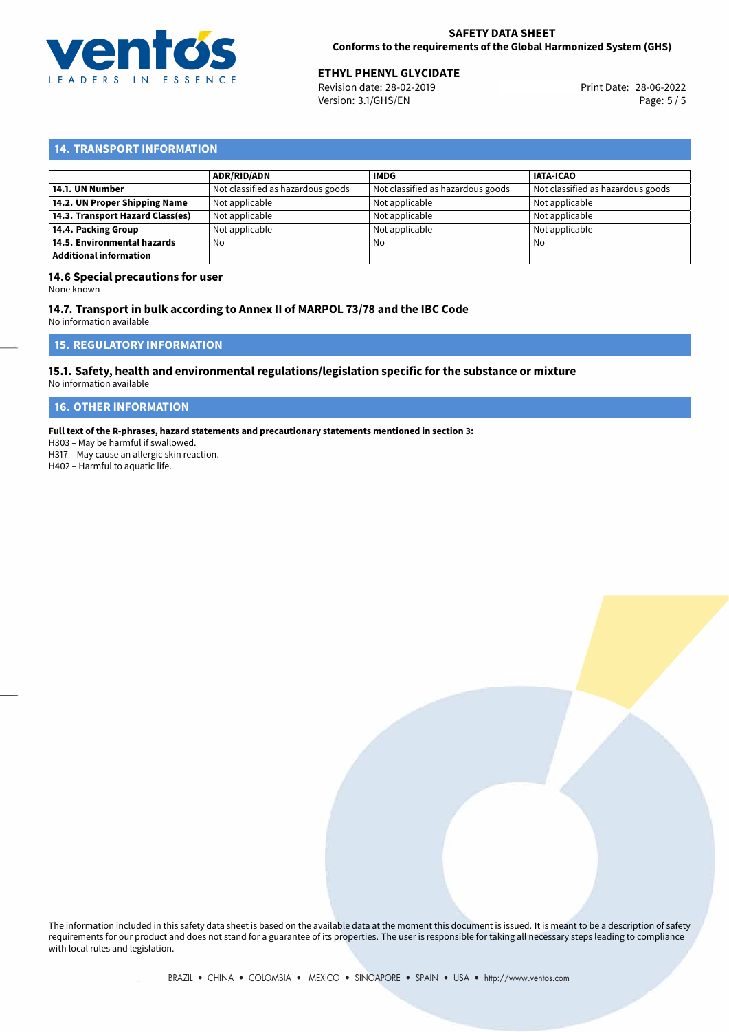## 14. TRANSPORT INFORMATION

| | ADR/RID/ADN | IMDG | IATA-ICAO |
|---|---|---|---|
| **14.1. UN Number** | Not classified as hazardous goods | Not classified as hazardous goods | Not classified as hazardous goods |
| **14.2. UN Proper Shipping Name** | Not applicable | Not applicable | Not applicable |
| **14.3. Transport Hazard Class(es)** | Not applicable | Not applicable | Not applicable |
| **14.4. Packing Group** | Not applicable | Not applicable | Not applicable |
| **14.5. Environmental hazards** | No | No | No |
| **Additional information** | | | |

### 14.6 Special precautions for user

None known

### 14.7. Transport in bulk according to Annex II of MARPOL 73/78 and the IBC Code

No information available

## 15. REGULATORY INFORMATION

### 15.1. Safety, health and environmental regulations/legislation specific for the substance or mixture

No information available

## 16. OTHER INFORMATION

**Full text of the R-phrases, hazard statements and precautionary statements mentioned in section 3:**

H303 – May be harmful if swallowed.
H317 – May cause an allergic skin reaction.
H402 – Harmful to aquatic life.

The information included in this safety data sheet is based on the available data at the moment this document is issued. It is meant to be a description of safety requirements for our product and does not stand for a guarantee of its properties. The user is responsible for taking all necessary steps leading to compliance with local rules and legislation.